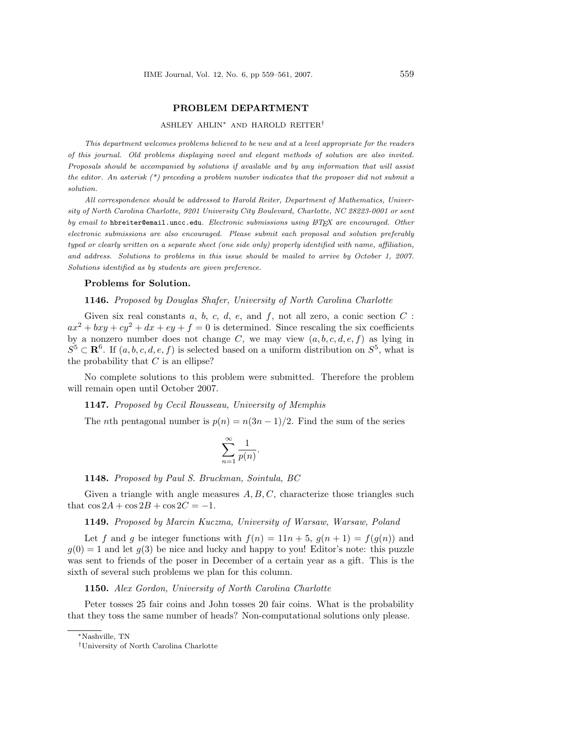# PROBLEM DEPARTMENT

ASHLEY AHLIN* AND HAROLD REITER†

*This department welcomes problems believed to be new and at a level appropriate for the readers of this journal. Old problems displaying novel and elegant methods of solution are also invited. Proposals should be accompanied by solutions if available and by any information that will assist the editor. An asterisk (\*) preceding a problem number indicates that the proposer did not submit a solution.*

*All correspondence should be addressed to Harold Reiter, Department of Mathematics, University of North Carolina Charlotte, 9201 University City Boulevard, Charlotte, NC 28223-0001 or sent by email to* `hbreiter@email.uncc.edu`*. Electronic submissions using LaTeX are encouraged. Other electronic submissions are also encouraged. Please submit each proposal and solution preferably typed or clearly written on a separate sheet (one side only) properly identified with name, affiliation, and address. Solutions to problems in this issue should be mailed to arrive by October 1, 2007. Solutions identified as by students are given preference.*

### Problems for Solution.

**1146.** *Proposed by Douglas Shafer, University of North Carolina Charlotte*

Given six real constants $a$, $b$, $c$, $d$, $e$, and $f$, not all zero, a conic section $C$ : $ax^2 + bxy + cy^2 + dx + ey + f = 0$ is determined. Since rescaling the six coefficients by a nonzero number does not change $C$, we may view $(a, b, c, d, e, f)$ as lying in $S^5 \subset \mathbf{R}^6$. If $(a, b, c, d, e, f)$ is selected based on a uniform distribution on $S^5$, what is the probability that $C$ is an ellipse?

No complete solutions to this problem were submitted. Therefore the problem will remain open until October 2007.

**1147.** *Proposed by Cecil Rousseau, University of Memphis*

The $n$th pentagonal number is $p(n) = n(3n - 1)/2$. Find the sum of the series

$$\sum_{n=1}^{\infty} \frac{1}{p(n)}.$$

**1148.** *Proposed by Paul S. Bruckman, Sointula, BC*

Given a triangle with angle measures $A, B, C$, characterize those triangles such that $\cos 2A + \cos 2B + \cos 2C = -1$.

**1149.** *Proposed by Marcin Kuczma, University of Warsaw, Warsaw, Poland*

Let $f$ and $g$ be integer functions with $f(n) = 11n + 5$, $g(n + 1) = f(g(n))$ and $g(0) = 1$ and let $g(3)$ be nice and lucky and happy to you! Editor's note: this puzzle was sent to friends of the poser in December of a certain year as a gift. This is the sixth of several such problems we plan for this column.

**1150.** *Alex Gordon, University of North Carolina Charlotte*

Peter tosses 25 fair coins and John tosses 20 fair coins. What is the probability that they toss the same number of heads? Non-computational solutions only please.

---

*Nashville, TN

†University of North Carolina Charlotte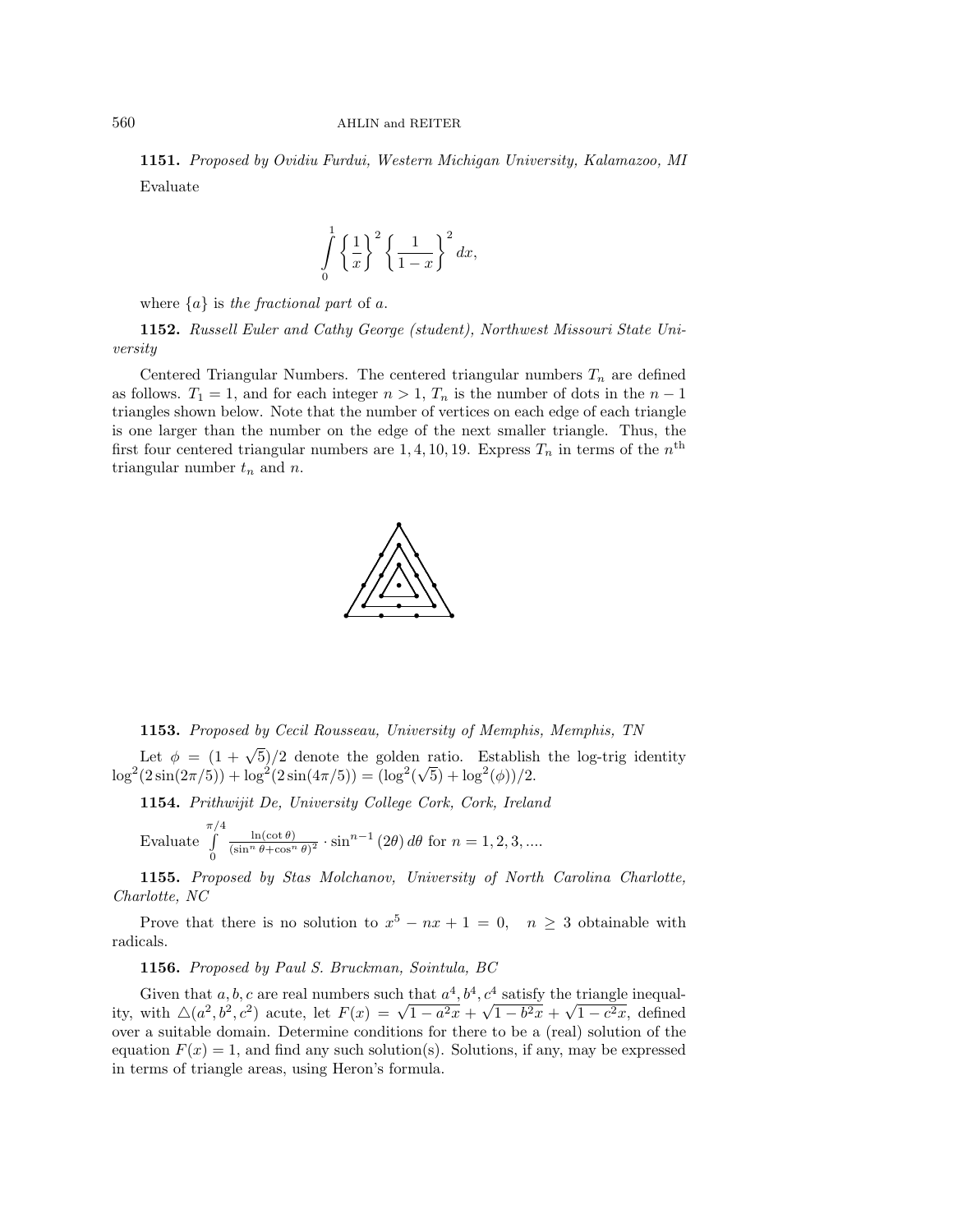**1151.** *Proposed by Ovidiu Furdui, Western Michigan University, Kalamazoo, MI*

Evaluate

$$\int_0^1 \left\{\frac{1}{x}\right\}^2 \left\{\frac{1}{1-x}\right\}^2 dx,$$

where $\{a\}$ is *the fractional part* of $a$.

**1152.** *Russell Euler and Cathy George (student), Northwest Missouri State University*

Centered Triangular Numbers. The centered triangular numbers $T_n$ are defined as follows. $T_1 = 1$, and for each integer $n > 1$, $T_n$ is the number of dots in the $n-1$ triangles shown below. Note that the number of vertices on each edge of each triangle is one larger than the number on the edge of the next smaller triangle. Thus, the first four centered triangular numbers are $1, 4, 10, 19$. Express $T_n$ in terms of the $n^{\text{th}}$ triangular number $t_n$ and $n$.

**1153.** *Proposed by Cecil Rousseau, University of Memphis, Memphis, TN*

Let $\phi = (1+\sqrt{5})/2$ denote the golden ratio. Establish the log-trig identity $\log^2(2\sin(2\pi/5)) + \log^2(2\sin(4\pi/5)) = (\log^2(\sqrt{5}) + \log^2(\phi))/2$.

**1154.** *Prithwijit De, University College Cork, Cork, Ireland*

Evaluate $\int_0^{\pi/4} \frac{\ln(\cot\theta)}{(\sin^n\theta + \cos^n\theta)^2} \cdot \sin^{n-1}(2\theta)\, d\theta$ for $n = 1, 2, 3, \ldots$.

**1155.** *Proposed by Stas Molchanov, University of North Carolina Charlotte, Charlotte, NC*

Prove that there is no solution to $x^5 - nx + 1 = 0$, $\quad n \geq 3$ obtainable with radicals.

**1156.** *Proposed by Paul S. Bruckman, Sointula, BC*

Given that $a, b, c$ are real numbers such that $a^4, b^4, c^4$ satisfy the triangle inequality, with $\triangle(a^2, b^2, c^2)$ acute, let $F(x) = \sqrt{1 - a^2x} + \sqrt{1 - b^2x} + \sqrt{1 - c^2x}$, defined over a suitable domain. Determine conditions for there to be a (real) solution of the equation $F(x) = 1$, and find any such solution(s). Solutions, if any, may be expressed in terms of triangle areas, using Heron's formula.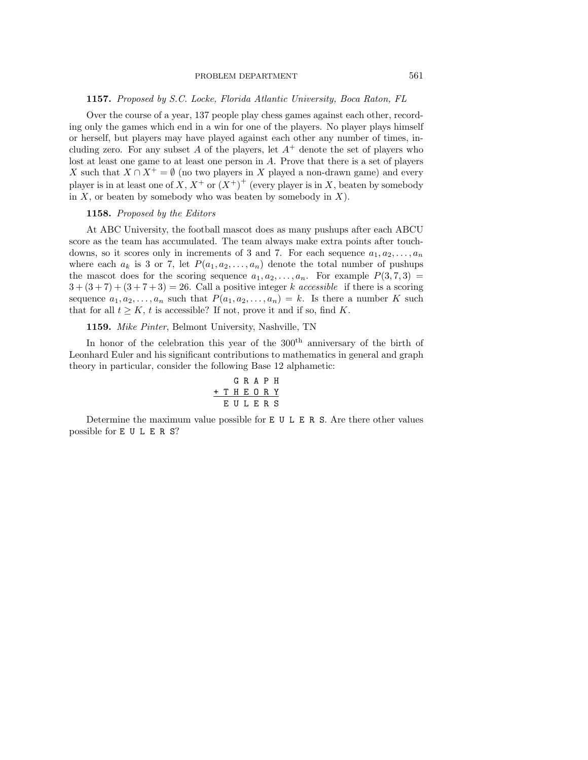**1157.** *Proposed by S.C. Locke, Florida Atlantic University, Boca Raton, FL*

Over the course of a year, 137 people play chess games against each other, recording only the games which end in a win for one of the players. No player plays himself or herself, but players may have played against each other any number of times, including zero. For any subset $A$ of the players, let $A^+$ denote the set of players who lost at least one game to at least one person in $A$. Prove that there is a set of players $X$ such that $X \cap X^+ = \emptyset$ (no two players in $X$ played a non-drawn game) and every player is in at least one of $X$, $X^+$ or $(X^+)^+$ (every player is in $X$, beaten by somebody in $X$, or beaten by somebody who was beaten by somebody in $X$).

**1158.** *Proposed by the Editors*

At ABC University, the football mascot does as many pushups after each ABCU score as the team has accumulated. The team always make extra points after touchdowns, so it scores only in increments of 3 and 7. For each sequence $a_1, a_2, \ldots, a_n$ where each $a_k$ is 3 or 7, let $P(a_1, a_2, \ldots, a_n)$ denote the total number of pushups the mascot does for the scoring sequence $a_1, a_2, \ldots, a_n$. For example $P(3, 7, 3) = 3 + (3 + 7) + (3 + 7 + 3) = 26$. Call a positive integer $k$ *accessible* if there is a scoring sequence $a_1, a_2, \ldots, a_n$ such that $P(a_1, a_2, \ldots, a_n) = k$. Is there a number $K$ such that for all $t \geq K$, $t$ is accessible? If not, prove it and if so, find $K$.

**1159.** *Mike Pinter*, Belmont University, Nashville, TN

In honor of the celebration this year of the 300th anniversary of the birth of Leonhard Euler and his significant contributions to mathematics in general and graph theory in particular, consider the following Base 12 alphametic:

```
      G R A P H
  + T H E O R Y
    E U L E R S
```

Determine the maximum value possible for `E U L E R S`. Are there other values possible for `E U L E R S`?